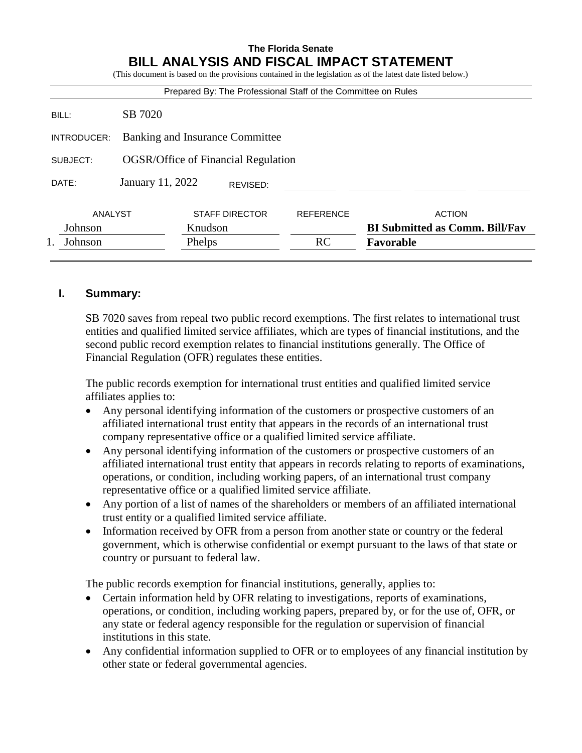**The Florida Senate**

# BILL ANALYSIS AND FISCAL IMPACT STATEMENT

(This document is based on the provisions contained in the legislation as of the latest date listed below.)

Prepared By: The Professional Staff of the Committee on Rules

| | |
|---|---|
| BILL: | SB 7020 |
| INTRODUCER: | Banking and Insurance Committee |
| SUBJECT: | OGSR/Office of Financial Regulation |
| DATE: | January 11, 2022 REVISED: |

| | ANALYST | STAFF DIRECTOR | REFERENCE | ACTION |
|---|---|---|---|---|
| | Johnson | Knudson | | **BI Submitted as Comm. Bill/Fav** |
| 1. | Johnson | Phelps | RC | **Favorable** |

## I. Summary:

SB 7020 saves from repeal two public record exemptions. The first relates to international trust entities and qualified limited service affiliates, which are types of financial institutions, and the second public record exemption relates to financial institutions generally. The Office of Financial Regulation (OFR) regulates these entities.

The public records exemption for international trust entities and qualified limited service affiliates applies to:

- Any personal identifying information of the customers or prospective customers of an affiliated international trust entity that appears in the records of an international trust company representative office or a qualified limited service affiliate.
- Any personal identifying information of the customers or prospective customers of an affiliated international trust entity that appears in records relating to reports of examinations, operations, or condition, including working papers, of an international trust company representative office or a qualified limited service affiliate.
- Any portion of a list of names of the shareholders or members of an affiliated international trust entity or a qualified limited service affiliate.
- Information received by OFR from a person from another state or country or the federal government, which is otherwise confidential or exempt pursuant to the laws of that state or country or pursuant to federal law.

The public records exemption for financial institutions, generally, applies to:

- Certain information held by OFR relating to investigations, reports of examinations, operations, or condition, including working papers, prepared by, or for the use of, OFR, or any state or federal agency responsible for the regulation or supervision of financial institutions in this state.
- Any confidential information supplied to OFR or to employees of any financial institution by other state or federal governmental agencies.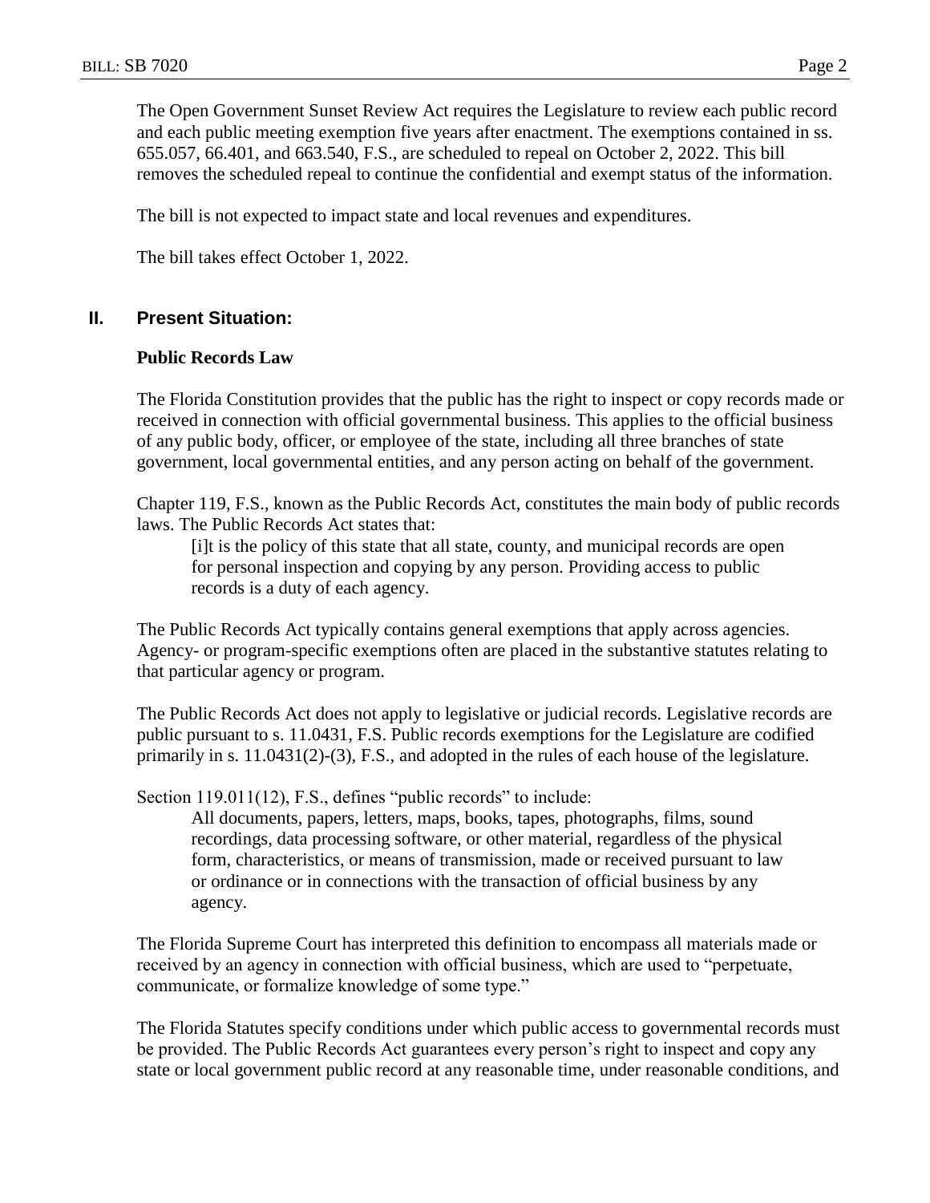The Open Government Sunset Review Act requires the Legislature to review each public record and each public meeting exemption five years after enactment. The exemptions contained in ss. 655.057, 66.401, and 663.540, F.S., are scheduled to repeal on October 2, 2022. This bill removes the scheduled repeal to continue the confidential and exempt status of the information.

The bill is not expected to impact state and local revenues and expenditures.

The bill takes effect October 1, 2022.

## II. Present Situation:

### Public Records Law

The Florida Constitution provides that the public has the right to inspect or copy records made or received in connection with official governmental business. This applies to the official business of any public body, officer, or employee of the state, including all three branches of state government, local governmental entities, and any person acting on behalf of the government.

Chapter 119, F.S., known as the Public Records Act, constitutes the main body of public records laws. The Public Records Act states that:

> [i]t is the policy of this state that all state, county, and municipal records are open for personal inspection and copying by any person. Providing access to public records is a duty of each agency.

The Public Records Act typically contains general exemptions that apply across agencies. Agency- or program-specific exemptions often are placed in the substantive statutes relating to that particular agency or program.

The Public Records Act does not apply to legislative or judicial records. Legislative records are public pursuant to s. 11.0431, F.S. Public records exemptions for the Legislature are codified primarily in s. 11.0431(2)-(3), F.S., and adopted in the rules of each house of the legislature.

Section 119.011(12), F.S., defines "public records" to include:

> All documents, papers, letters, maps, books, tapes, photographs, films, sound recordings, data processing software, or other material, regardless of the physical form, characteristics, or means of transmission, made or received pursuant to law or ordinance or in connections with the transaction of official business by any agency.

The Florida Supreme Court has interpreted this definition to encompass all materials made or received by an agency in connection with official business, which are used to "perpetuate, communicate, or formalize knowledge of some type."

The Florida Statutes specify conditions under which public access to governmental records must be provided. The Public Records Act guarantees every person's right to inspect and copy any state or local government public record at any reasonable time, under reasonable conditions, and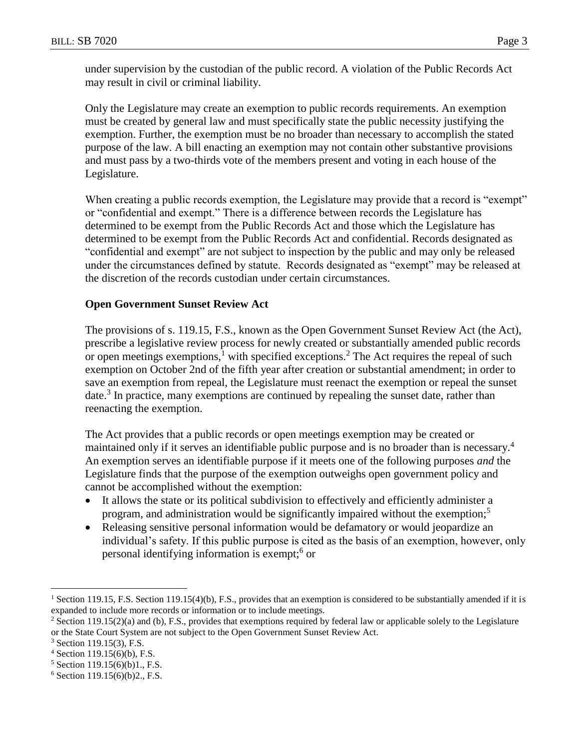under supervision by the custodian of the public record. A violation of the Public Records Act may result in civil or criminal liability.

Only the Legislature may create an exemption to public records requirements. An exemption must be created by general law and must specifically state the public necessity justifying the exemption. Further, the exemption must be no broader than necessary to accomplish the stated purpose of the law. A bill enacting an exemption may not contain other substantive provisions and must pass by a two-thirds vote of the members present and voting in each house of the Legislature.

When creating a public records exemption, the Legislature may provide that a record is "exempt" or "confidential and exempt." There is a difference between records the Legislature has determined to be exempt from the Public Records Act and those which the Legislature has determined to be exempt from the Public Records Act and confidential. Records designated as "confidential and exempt" are not subject to inspection by the public and may only be released under the circumstances defined by statute. Records designated as "exempt" may be released at the discretion of the records custodian under certain circumstances.

**Open Government Sunset Review Act**

The provisions of s. 119.15, F.S., known as the Open Government Sunset Review Act (the Act), prescribe a legislative review process for newly created or substantially amended public records or open meetings exemptions,[1] with specified exceptions.[2] The Act requires the repeal of such exemption on October 2nd of the fifth year after creation or substantial amendment; in order to save an exemption from repeal, the Legislature must reenact the exemption or repeal the sunset date.[3] In practice, many exemptions are continued by repealing the sunset date, rather than reenacting the exemption.

The Act provides that a public records or open meetings exemption may be created or maintained only if it serves an identifiable public purpose and is no broader than is necessary.[4] An exemption serves an identifiable purpose if it meets one of the following purposes *and* the Legislature finds that the purpose of the exemption outweighs open government policy and cannot be accomplished without the exemption:

- It allows the state or its political subdivision to effectively and efficiently administer a program, and administration would be significantly impaired without the exemption;[5]
- Releasing sensitive personal information would be defamatory or would jeopardize an individual's safety. If this public purpose is cited as the basis of an exemption, however, only personal identifying information is exempt;[6] or

---

[1] Section 119.15, F.S. Section 119.15(4)(b), F.S., provides that an exemption is considered to be substantially amended if it is expanded to include more records or information or to include meetings.

[2] Section 119.15(2)(a) and (b), F.S., provides that exemptions required by federal law or applicable solely to the Legislature or the State Court System are not subject to the Open Government Sunset Review Act.

[3] Section 119.15(3), F.S.

[4] Section 119.15(6)(b), F.S.

[5] Section 119.15(6)(b)1., F.S.

[6] Section 119.15(6)(b)2., F.S.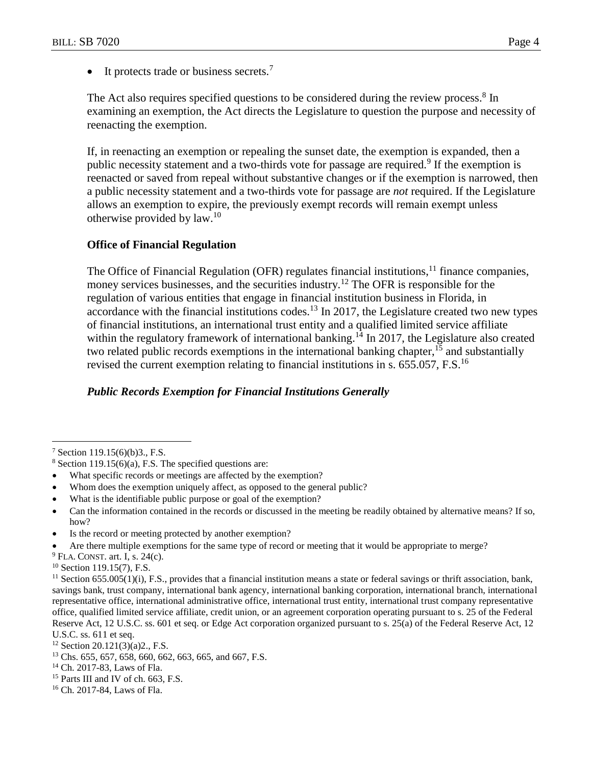- It protects trade or business secrets.[7]

The Act also requires specified questions to be considered during the review process.[8] In examining an exemption, the Act directs the Legislature to question the purpose and necessity of reenacting the exemption.

If, in reenacting an exemption or repealing the sunset date, the exemption is expanded, then a public necessity statement and a two-thirds vote for passage are required.[9] If the exemption is reenacted or saved from repeal without substantive changes or if the exemption is narrowed, then a public necessity statement and a two-thirds vote for passage are *not* required. If the Legislature allows an exemption to expire, the previously exempt records will remain exempt unless otherwise provided by law.[10]

**Office of Financial Regulation**

The Office of Financial Regulation (OFR) regulates financial institutions,[11] finance companies, money services businesses, and the securities industry.[12] The OFR is responsible for the regulation of various entities that engage in financial institution business in Florida, in accordance with the financial institutions codes.[13] In 2017, the Legislature created two new types of financial institutions, an international trust entity and a qualified limited service affiliate within the regulatory framework of international banking.[14] In 2017, the Legislature also created two related public records exemptions in the international banking chapter,[15] and substantially revised the current exemption relating to financial institutions in s. 655.057, F.S.[16]

***Public Records Exemption for Financial Institutions Generally***

---

[7] Section 119.15(6)(b)3., F.S.

[8] Section 119.15(6)(a), F.S. The specified questions are:

- What specific records or meetings are affected by the exemption?
- Whom does the exemption uniquely affect, as opposed to the general public?
- What is the identifiable public purpose or goal of the exemption?
- Can the information contained in the records or discussed in the meeting be readily obtained by alternative means? If so, how?
- Is the record or meeting protected by another exemption?
- Are there multiple exemptions for the same type of record or meeting that it would be appropriate to merge?

[9] FLA. CONST. art. I, s. 24(c).

[10] Section 119.15(7), F.S.

[11] Section 655.005(1)(i), F.S., provides that a financial institution means a state or federal savings or thrift association, bank, savings bank, trust company, international bank agency, international banking corporation, international branch, international representative office, international administrative office, international trust entity, international trust company representative office, qualified limited service affiliate, credit union, or an agreement corporation operating pursuant to s. 25 of the Federal Reserve Act, 12 U.S.C. ss. 601 et seq. or Edge Act corporation organized pursuant to s. 25(a) of the Federal Reserve Act, 12 U.S.C. ss. 611 et seq.

[12] Section 20.121(3)(a)2., F.S.

[13] Chs. 655, 657, 658, 660, 662, 663, 665, and 667, F.S.

[14] Ch. 2017-83, Laws of Fla.

[15] Parts III and IV of ch. 663, F.S.

[16] Ch. 2017-84, Laws of Fla.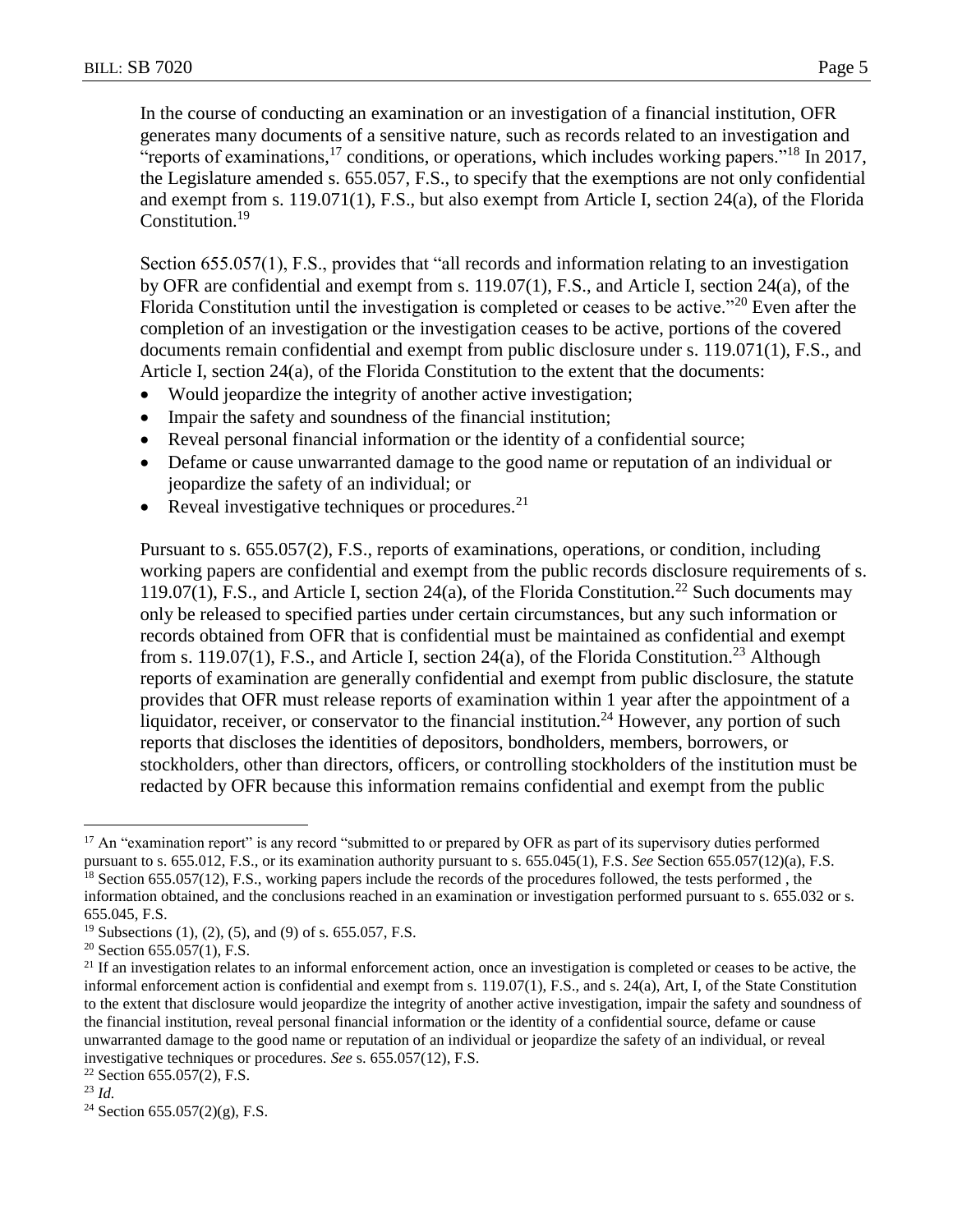In the course of conducting an examination or an investigation of a financial institution, OFR generates many documents of a sensitive nature, such as records related to an investigation and "reports of examinations,[17] conditions, or operations, which includes working papers."[18] In 2017, the Legislature amended s. 655.057, F.S., to specify that the exemptions are not only confidential and exempt from s. 119.071(1), F.S., but also exempt from Article I, section 24(a), of the Florida Constitution.[19]

Section 655.057(1), F.S., provides that "all records and information relating to an investigation by OFR are confidential and exempt from s. 119.07(1), F.S., and Article I, section 24(a), of the Florida Constitution until the investigation is completed or ceases to be active."[20] Even after the completion of an investigation or the investigation ceases to be active, portions of the covered documents remain confidential and exempt from public disclosure under s. 119.071(1), F.S., and Article I, section 24(a), of the Florida Constitution to the extent that the documents:

- Would jeopardize the integrity of another active investigation;
- Impair the safety and soundness of the financial institution;
- Reveal personal financial information or the identity of a confidential source;
- Defame or cause unwarranted damage to the good name or reputation of an individual or jeopardize the safety of an individual; or
- Reveal investigative techniques or procedures.[21]

Pursuant to s. 655.057(2), F.S., reports of examinations, operations, or condition, including working papers are confidential and exempt from the public records disclosure requirements of s. 119.07(1), F.S., and Article I, section 24(a), of the Florida Constitution.[22] Such documents may only be released to specified parties under certain circumstances, but any such information or records obtained from OFR that is confidential must be maintained as confidential and exempt from s. 119.07(1), F.S., and Article I, section 24(a), of the Florida Constitution.[23] Although reports of examination are generally confidential and exempt from public disclosure, the statute provides that OFR must release reports of examination within 1 year after the appointment of a liquidator, receiver, or conservator to the financial institution.[24] However, any portion of such reports that discloses the identities of depositors, bondholders, members, borrowers, or stockholders, other than directors, officers, or controlling stockholders of the institution must be redacted by OFR because this information remains confidential and exempt from the public

---

[17] An "examination report" is any record "submitted to or prepared by OFR as part of its supervisory duties performed pursuant to s. 655.012, F.S., or its examination authority pursuant to s. 655.045(1), F.S. *See* Section 655.057(12)(a), F.S.

[18] Section 655.057(12), F.S., working papers include the records of the procedures followed, the tests performed , the information obtained, and the conclusions reached in an examination or investigation performed pursuant to s. 655.032 or s. 655.045, F.S.

[19] Subsections (1), (2), (5), and (9) of s. 655.057, F.S.

[20] Section 655.057(1), F.S.

[21] If an investigation relates to an informal enforcement action, once an investigation is completed or ceases to be active, the informal enforcement action is confidential and exempt from s. 119.07(1), F.S., and s. 24(a), Art, I, of the State Constitution to the extent that disclosure would jeopardize the integrity of another active investigation, impair the safety and soundness of the financial institution, reveal personal financial information or the identity of a confidential source, defame or cause unwarranted damage to the good name or reputation of an individual or jeopardize the safety of an individual, or reveal investigative techniques or procedures. *See* s. 655.057(12), F.S.

[22] Section 655.057(2), F.S.

[23] *Id.*

[24] Section 655.057(2)(g), F.S.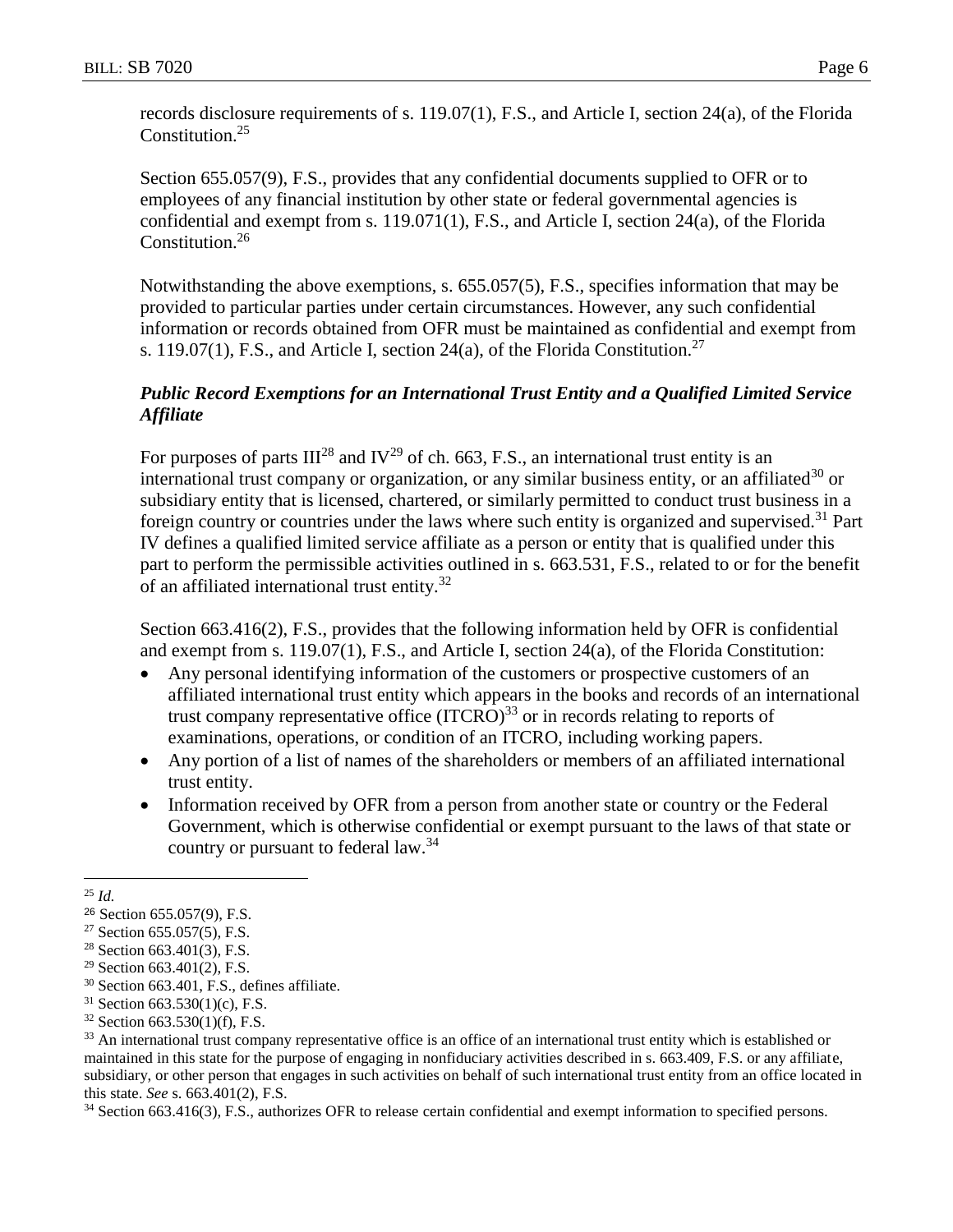records disclosure requirements of s. 119.07(1), F.S., and Article I, section 24(a), of the Florida Constitution.[25]

Section 655.057(9), F.S., provides that any confidential documents supplied to OFR or to employees of any financial institution by other state or federal governmental agencies is confidential and exempt from s. 119.071(1), F.S., and Article I, section 24(a), of the Florida Constitution.[26]

Notwithstanding the above exemptions, s. 655.057(5), F.S., specifies information that may be provided to particular parties under certain circumstances. However, any such confidential information or records obtained from OFR must be maintained as confidential and exempt from s. 119.07(1), F.S., and Article I, section 24(a), of the Florida Constitution.[27]

### *Public Record Exemptions for an International Trust Entity and a Qualified Limited Service Affiliate*

For purposes of parts III[28] and IV[29] of ch. 663, F.S., an international trust entity is an international trust company or organization, or any similar business entity, or an affiliated[30] or subsidiary entity that is licensed, chartered, or similarly permitted to conduct trust business in a foreign country or countries under the laws where such entity is organized and supervised.[31] Part IV defines a qualified limited service affiliate as a person or entity that is qualified under this part to perform the permissible activities outlined in s. 663.531, F.S., related to or for the benefit of an affiliated international trust entity.[32]

Section 663.416(2), F.S., provides that the following information held by OFR is confidential and exempt from s. 119.07(1), F.S., and Article I, section 24(a), of the Florida Constitution:

- Any personal identifying information of the customers or prospective customers of an affiliated international trust entity which appears in the books and records of an international trust company representative office (ITCRO)[33] or in records relating to reports of examinations, operations, or condition of an ITCRO, including working papers.
- Any portion of a list of names of the shareholders or members of an affiliated international trust entity.
- Information received by OFR from a person from another state or country or the Federal Government, which is otherwise confidential or exempt pursuant to the laws of that state or country or pursuant to federal law.[34]

---

[25] *Id.*

[26] Section 655.057(9), F.S.

[27] Section 655.057(5), F.S.

[28] Section 663.401(3), F.S.

[29] Section 663.401(2), F.S.

[30] Section 663.401, F.S., defines affiliate.

[31] Section 663.530(1)(c), F.S.

[32] Section 663.530(1)(f), F.S.

[33] An international trust company representative office is an office of an international trust entity which is established or maintained in this state for the purpose of engaging in nonfiduciary activities described in s. 663.409, F.S. or any affiliate, subsidiary, or other person that engages in such activities on behalf of such international trust entity from an office located in this state. *See* s. 663.401(2), F.S.

[34] Section 663.416(3), F.S., authorizes OFR to release certain confidential and exempt information to specified persons.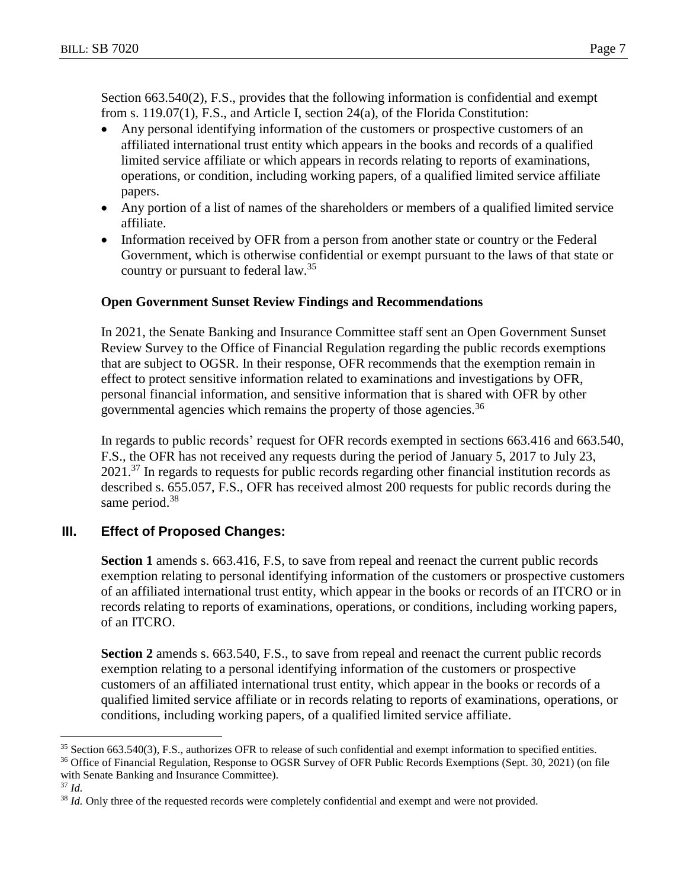Section 663.540(2), F.S., provides that the following information is confidential and exempt from s. 119.07(1), F.S., and Article I, section 24(a), of the Florida Constitution:

- Any personal identifying information of the customers or prospective customers of an affiliated international trust entity which appears in the books and records of a qualified limited service affiliate or which appears in records relating to reports of examinations, operations, or condition, including working papers, of a qualified limited service affiliate papers.
- Any portion of a list of names of the shareholders or members of a qualified limited service affiliate.
- Information received by OFR from a person from another state or country or the Federal Government, which is otherwise confidential or exempt pursuant to the laws of that state or country or pursuant to federal law.[35]

**Open Government Sunset Review Findings and Recommendations**

In 2021, the Senate Banking and Insurance Committee staff sent an Open Government Sunset Review Survey to the Office of Financial Regulation regarding the public records exemptions that are subject to OGSR. In their response, OFR recommends that the exemption remain in effect to protect sensitive information related to examinations and investigations by OFR, personal financial information, and sensitive information that is shared with OFR by other governmental agencies which remains the property of those agencies.[36]

In regards to public records' request for OFR records exempted in sections 663.416 and 663.540, F.S., the OFR has not received any requests during the period of January 5, 2017 to July 23, 2021.[37] In regards to requests for public records regarding other financial institution records as described s. 655.057, F.S., OFR has received almost 200 requests for public records during the same period.[38]

## III. Effect of Proposed Changes:

**Section 1** amends s. 663.416, F.S, to save from repeal and reenact the current public records exemption relating to personal identifying information of the customers or prospective customers of an affiliated international trust entity, which appear in the books or records of an ITCRO or in records relating to reports of examinations, operations, or conditions, including working papers, of an ITCRO.

**Section 2** amends s. 663.540, F.S., to save from repeal and reenact the current public records exemption relating to a personal identifying information of the customers or prospective customers of an affiliated international trust entity, which appear in the books or records of a qualified limited service affiliate or in records relating to reports of examinations, operations, or conditions, including working papers, of a qualified limited service affiliate.

---

[35] Section 663.540(3), F.S., authorizes OFR to release of such confidential and exempt information to specified entities.

[36] Office of Financial Regulation, Response to OGSR Survey of OFR Public Records Exemptions (Sept. 30, 2021) (on file with Senate Banking and Insurance Committee).

[37] *Id.*

[38] *Id.* Only three of the requested records were completely confidential and exempt and were not provided.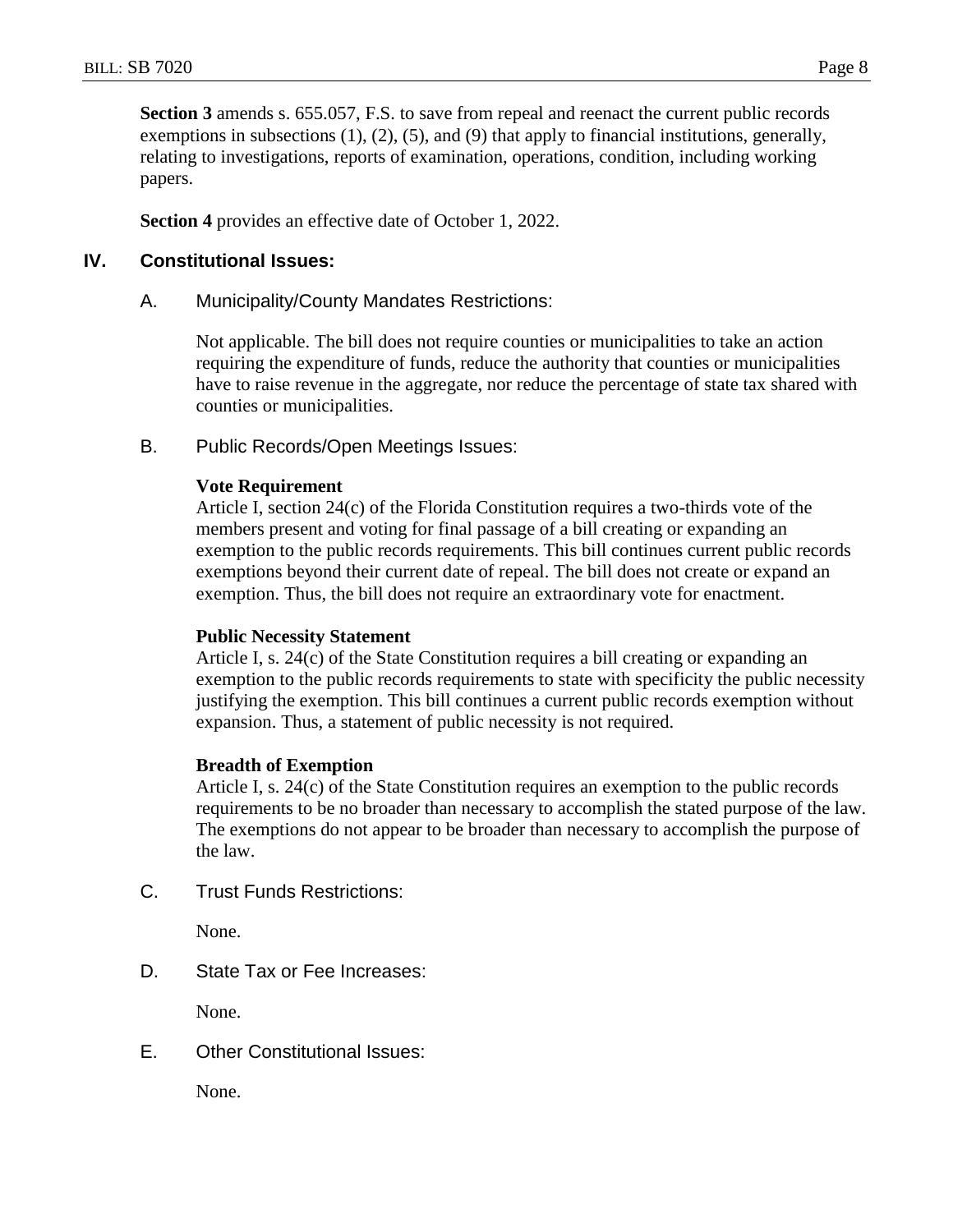**Section 3** amends s. 655.057, F.S. to save from repeal and reenact the current public records exemptions in subsections (1), (2), (5), and (9) that apply to financial institutions, generally, relating to investigations, reports of examination, operations, condition, including working papers.

**Section 4** provides an effective date of October 1, 2022.

## IV. Constitutional Issues:

### A. Municipality/County Mandates Restrictions:

Not applicable. The bill does not require counties or municipalities to take an action requiring the expenditure of funds, reduce the authority that counties or municipalities have to raise revenue in the aggregate, nor reduce the percentage of state tax shared with counties or municipalities.

### B. Public Records/Open Meetings Issues:

**Vote Requirement**
Article I, section 24(c) of the Florida Constitution requires a two-thirds vote of the members present and voting for final passage of a bill creating or expanding an exemption to the public records requirements. This bill continues current public records exemptions beyond their current date of repeal. The bill does not create or expand an exemption. Thus, the bill does not require an extraordinary vote for enactment.

**Public Necessity Statement**
Article I, s. 24(c) of the State Constitution requires a bill creating or expanding an exemption to the public records requirements to state with specificity the public necessity justifying the exemption. This bill continues a current public records exemption without expansion. Thus, a statement of public necessity is not required.

**Breadth of Exemption**
Article I, s. 24(c) of the State Constitution requires an exemption to the public records requirements to be no broader than necessary to accomplish the stated purpose of the law. The exemptions do not appear to be broader than necessary to accomplish the purpose of the law.

### C. Trust Funds Restrictions:

None.

### D. State Tax or Fee Increases:

None.

### E. Other Constitutional Issues:

None.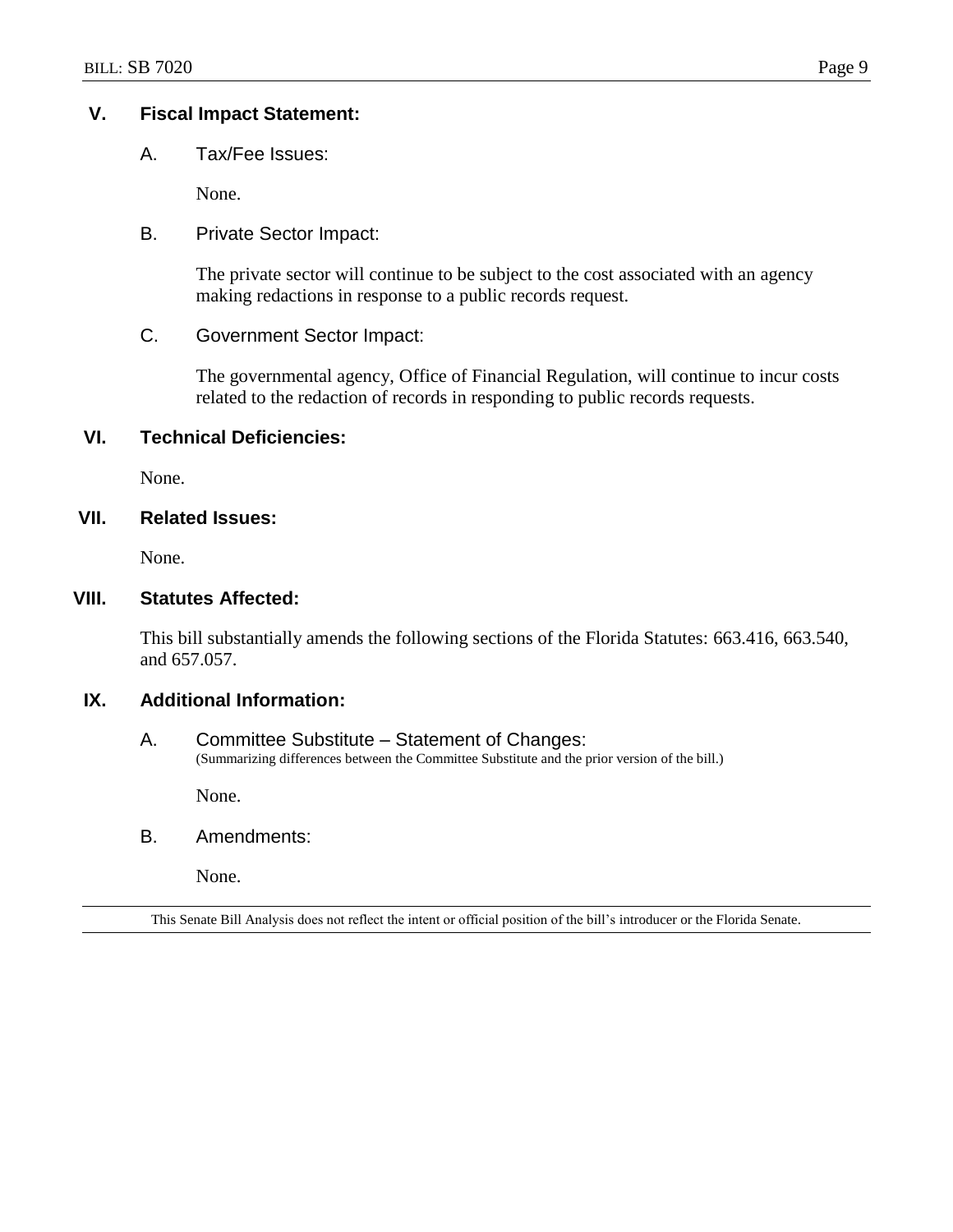## V. Fiscal Impact Statement:

### A. Tax/Fee Issues:

None.

### B. Private Sector Impact:

The private sector will continue to be subject to the cost associated with an agency making redactions in response to a public records request.

### C. Government Sector Impact:

The governmental agency, Office of Financial Regulation, will continue to incur costs related to the redaction of records in responding to public records requests.

## VI. Technical Deficiencies:

None.

## VII. Related Issues:

None.

## VIII. Statutes Affected:

This bill substantially amends the following sections of the Florida Statutes: 663.416, 663.540, and 657.057.

## IX. Additional Information:

### A. Committee Substitute – Statement of Changes:

(Summarizing differences between the Committee Substitute and the prior version of the bill.)

None.

### B. Amendments:

None.

This Senate Bill Analysis does not reflect the intent or official position of the bill's introducer or the Florida Senate.